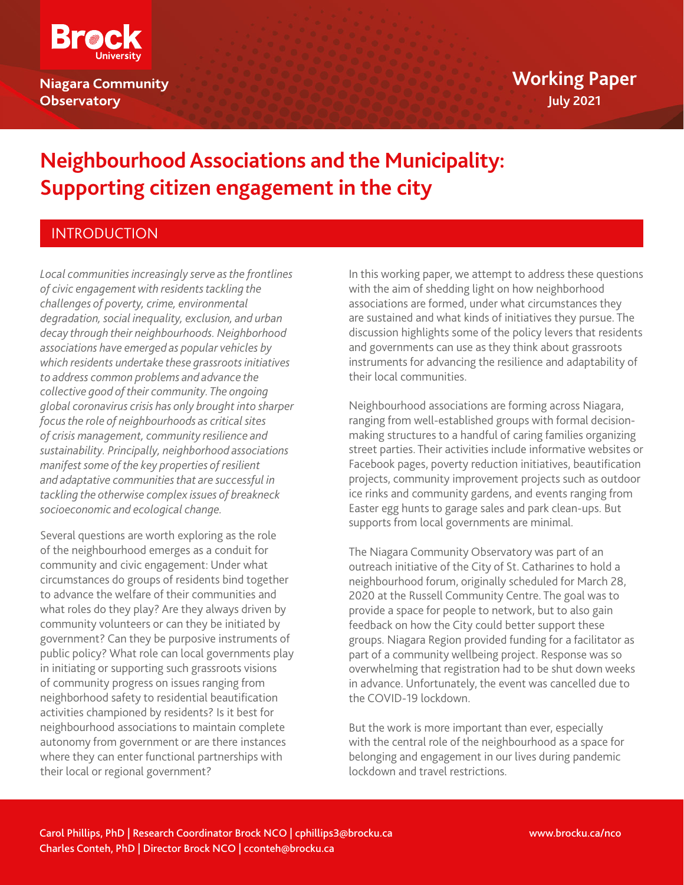Brock University

Niagara Community Observatory

Working Paper
July 2021

# Neighbourhood Associations and the Municipality: Supporting citizen engagement in the city

## INTRODUCTION

*Local communities increasingly serve as the frontlines of civic engagement with residents tackling the challenges of poverty, crime, environmental degradation, social inequality, exclusion, and urban decay through their neighbourhoods. Neighborhood associations have emerged as popular vehicles by which residents undertake these grassroots initiatives to address common problems and advance the collective good of their community. The ongoing global coronavirus crisis has only brought into sharper focus the role of neighbourhoods as critical sites of crisis management, community resilience and sustainability. Principally, neighborhood associations manifest some of the key properties of resilient and adaptative communities that are successful in tackling the otherwise complex issues of breakneck socioeconomic and ecological change.*

Several questions are worth exploring as the role of the neighbourhood emerges as a conduit for community and civic engagement: Under what circumstances do groups of residents bind together to advance the welfare of their communities and what roles do they play? Are they always driven by community volunteers or can they be initiated by government? Can they be purposive instruments of public policy? What role can local governments play in initiating or supporting such grassroots visions of community progress on issues ranging from neighborhood safety to residential beautification activities championed by residents? Is it best for neighbourhood associations to maintain complete autonomy from government or are there instances where they can enter functional partnerships with their local or regional government?

In this working paper, we attempt to address these questions with the aim of shedding light on how neighborhood associations are formed, under what circumstances they are sustained and what kinds of initiatives they pursue. The discussion highlights some of the policy levers that residents and governments can use as they think about grassroots instruments for advancing the resilience and adaptability of their local communities.

Neighbourhood associations are forming across Niagara, ranging from well-established groups with formal decision-making structures to a handful of caring families organizing street parties. Their activities include informative websites or Facebook pages, poverty reduction initiatives, beautification projects, community improvement projects such as outdoor ice rinks and community gardens, and events ranging from Easter egg hunts to garage sales and park clean-ups. But supports from local governments are minimal.

The Niagara Community Observatory was part of an outreach initiative of the City of St. Catharines to hold a neighbourhood forum, originally scheduled for March 28, 2020 at the Russell Community Centre. The goal was to provide a space for people to network, but to also gain feedback on how the City could better support these groups. Niagara Region provided funding for a facilitator as part of a community wellbeing project. Response was so overwhelming that registration had to be shut down weeks in advance. Unfortunately, the event was cancelled due to the COVID-19 lockdown.

But the work is more important than ever, especially with the central role of the neighbourhood as a space for belonging and engagement in our lives during pandemic lockdown and travel restrictions.

Carol Phillips, PhD | Research Coordinator Brock NCO | cphillips3@brocku.ca
Charles Conteh, PhD | Director Brock NCO | cconteh@brocku.ca

www.brocku.ca/nco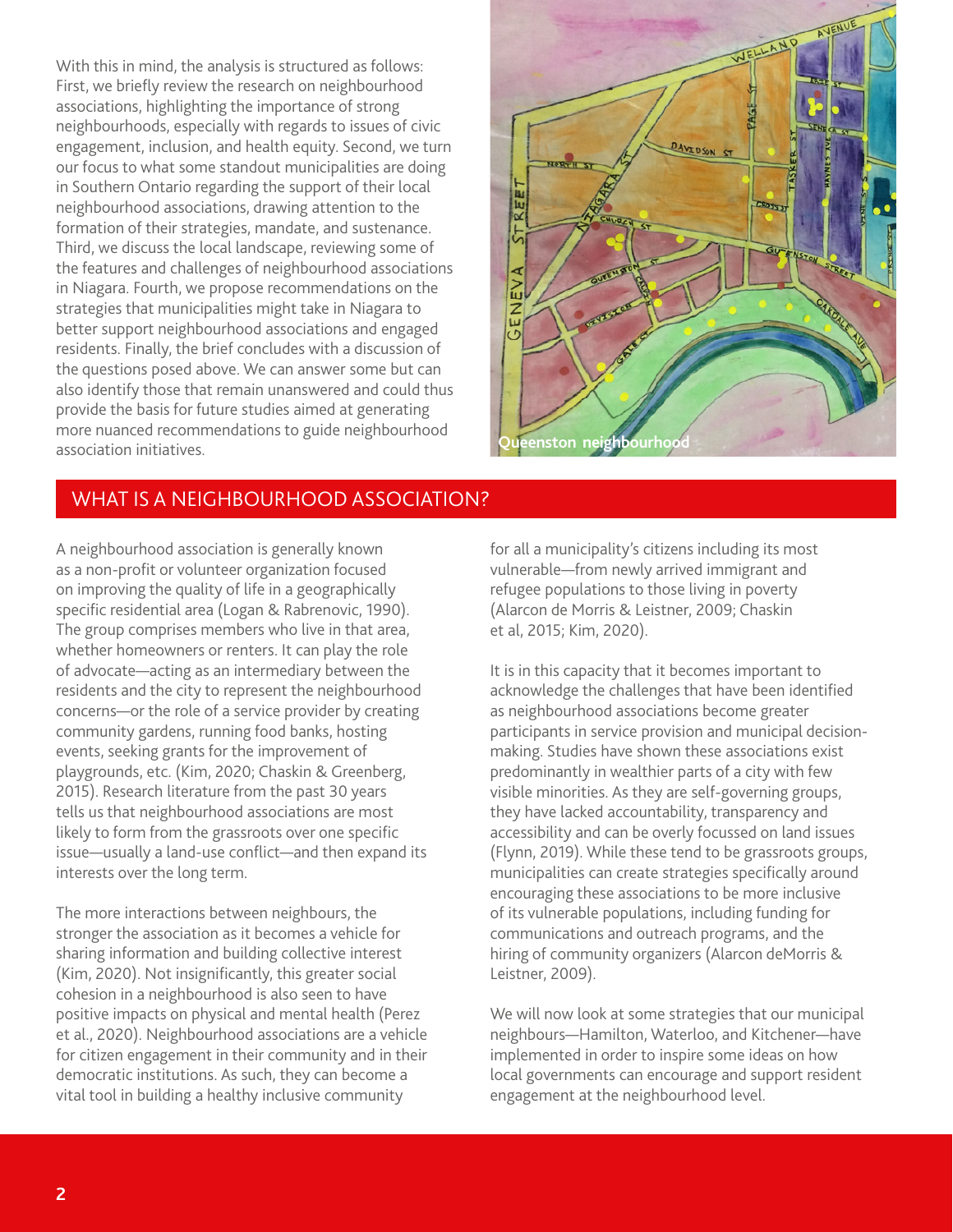With this in mind, the analysis is structured as follows: First, we briefly review the research on neighbourhood associations, highlighting the importance of strong neighbourhoods, especially with regards to issues of civic engagement, inclusion, and health equity. Second, we turn our focus to what some standout municipalities are doing in Southern Ontario regarding the support of their local neighbourhood associations, drawing attention to the formation of their strategies, mandate, and sustenance. Third, we discuss the local landscape, reviewing some of the features and challenges of neighbourhood associations in Niagara. Fourth, we propose recommendations on the strategies that municipalities might take in Niagara to better support neighbourhood associations and engaged residents. Finally, the brief concludes with a discussion of the questions posed above. We can answer some but can also identify those that remain unanswered and could thus provide the basis for future studies aimed at generating more nuanced recommendations to guide neighbourhood association initiatives.

Queenston neighbourhood

## WHAT IS A NEIGHBOURHOOD ASSOCIATION?

A neighbourhood association is generally known as a non-profit or volunteer organization focused on improving the quality of life in a geographically specific residential area (Logan & Rabrenovic, 1990). The group comprises members who live in that area, whether homeowners or renters. It can play the role of advocate—acting as an intermediary between the residents and the city to represent the neighbourhood concerns—or the role of a service provider by creating community gardens, running food banks, hosting events, seeking grants for the improvement of playgrounds, etc. (Kim, 2020; Chaskin & Greenberg, 2015). Research literature from the past 30 years tells us that neighbourhood associations are most likely to form from the grassroots over one specific issue—usually a land-use conflict—and then expand its interests over the long term.

The more interactions between neighbours, the stronger the association as it becomes a vehicle for sharing information and building collective interest (Kim, 2020). Not insignificantly, this greater social cohesion in a neighbourhood is also seen to have positive impacts on physical and mental health (Perez et al., 2020). Neighbourhood associations are a vehicle for citizen engagement in their community and in their democratic institutions. As such, they can become a vital tool in building a healthy inclusive community for all a municipality's citizens including its most vulnerable—from newly arrived immigrant and refugee populations to those living in poverty (Alarcon de Morris & Leistner, 2009; Chaskin et al, 2015; Kim, 2020).

It is in this capacity that it becomes important to acknowledge the challenges that have been identified as neighbourhood associations become greater participants in service provision and municipal decision-making. Studies have shown these associations exist predominantly in wealthier parts of a city with few visible minorities. As they are self-governing groups, they have lacked accountability, transparency and accessibility and can be overly focussed on land issues (Flynn, 2019). While these tend to be grassroots groups, municipalities can create strategies specifically around encouraging these associations to be more inclusive of its vulnerable populations, including funding for communications and outreach programs, and the hiring of community organizers (Alarcon deMorris & Leistner, 2009).

We will now look at some strategies that our municipal neighbours—Hamilton, Waterloo, and Kitchener—have implemented in order to inspire some ideas on how local governments can encourage and support resident engagement at the neighbourhood level.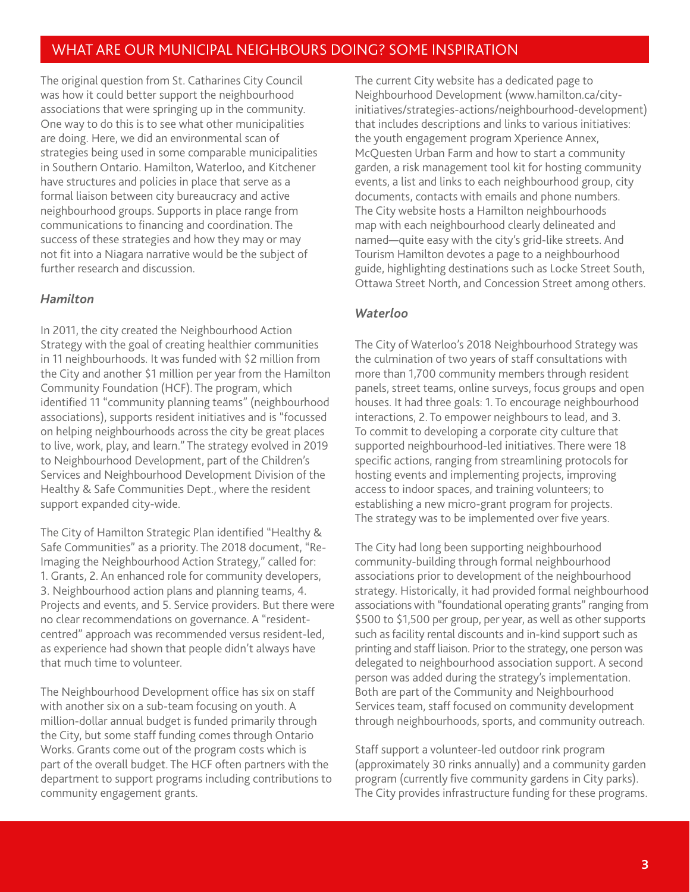## WHAT ARE OUR MUNICIPAL NEIGHBOURS DOING? SOME INSPIRATION

The original question from St. Catharines City Council was how it could better support the neighbourhood associations that were springing up in the community. One way to do this is to see what other municipalities are doing. Here, we did an environmental scan of strategies being used in some comparable municipalities in Southern Ontario. Hamilton, Waterloo, and Kitchener have structures and policies in place that serve as a formal liaison between city bureaucracy and active neighbourhood groups. Supports in place range from communications to financing and coordination. The success of these strategies and how they may or may not fit into a Niagara narrative would be the subject of further research and discussion.

### *Hamilton*

In 2011, the city created the Neighbourhood Action Strategy with the goal of creating healthier communities in 11 neighbourhoods. It was funded with $2 million from the City and another $1 million per year from the Hamilton Community Foundation (HCF). The program, which identified 11 "community planning teams" (neighbourhood associations), supports resident initiatives and is "focussed on helping neighbourhoods across the city be great places to live, work, play, and learn." The strategy evolved in 2019 to Neighbourhood Development, part of the Children's Services and Neighbourhood Development Division of the Healthy & Safe Communities Dept., where the resident support expanded city-wide.

The City of Hamilton Strategic Plan identified "Healthy & Safe Communities" as a priority. The 2018 document, "Re-Imaging the Neighbourhood Action Strategy," called for: 1. Grants, 2. An enhanced role for community developers, 3. Neighbourhood action plans and planning teams, 4. Projects and events, and 5. Service providers. But there were no clear recommendations on governance. A "resident-centred" approach was recommended versus resident-led, as experience had shown that people didn't always have that much time to volunteer.

The Neighbourhood Development office has six on staff with another six on a sub-team focusing on youth. A million-dollar annual budget is funded primarily through the City, but some staff funding comes through Ontario Works. Grants come out of the program costs which is part of the overall budget. The HCF often partners with the department to support programs including contributions to community engagement grants.

The current City website has a dedicated page to Neighbourhood Development (www.hamilton.ca/city-initiatives/strategies-actions/neighbourhood-development) that includes descriptions and links to various initiatives: the youth engagement program Xperience Annex, McQuesten Urban Farm and how to start a community garden, a risk management tool kit for hosting community events, a list and links to each neighbourhood group, city documents, contacts with emails and phone numbers. The City website hosts a Hamilton neighbourhoods map with each neighbourhood clearly delineated and named—quite easy with the city's grid-like streets. And Tourism Hamilton devotes a page to a neighbourhood guide, highlighting destinations such as Locke Street South, Ottawa Street North, and Concession Street among others.

### *Waterloo*

The City of Waterloo's 2018 Neighbourhood Strategy was the culmination of two years of staff consultations with more than 1,700 community members through resident panels, street teams, online surveys, focus groups and open houses. It had three goals: 1. To encourage neighbourhood interactions, 2. To empower neighbours to lead, and 3. To commit to developing a corporate city culture that supported neighbourhood-led initiatives. There were 18 specific actions, ranging from streamlining protocols for hosting events and implementing projects, improving access to indoor spaces, and training volunteers; to establishing a new micro-grant program for projects. The strategy was to be implemented over five years.

The City had long been supporting neighbourhood community-building through formal neighbourhood associations prior to development of the neighbourhood strategy. Historically, it had provided formal neighbourhood associations with "foundational operating grants" ranging from $500 to $1,500 per group, per year, as well as other supports such as facility rental discounts and in-kind support such as printing and staff liaison. Prior to the strategy, one person was delegated to neighbourhood association support. A second person was added during the strategy's implementation. Both are part of the Community and Neighbourhood Services team, staff focused on community development through neighbourhoods, sports, and community outreach.

Staff support a volunteer-led outdoor rink program (approximately 30 rinks annually) and a community garden program (currently five community gardens in City parks). The City provides infrastructure funding for these programs.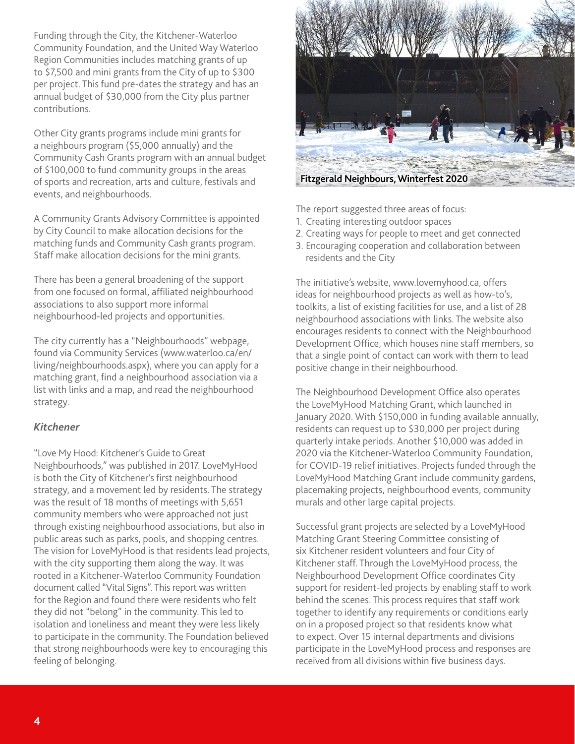Funding through the City, the Kitchener-Waterloo Community Foundation, and the United Way Waterloo Region Communities includes matching grants of up to $7,500 and mini grants from the City of up to $300 per project. This fund pre-dates the strategy and has an annual budget of $30,000 from the City plus partner contributions.

Other City grants programs include mini grants for a neighbours program ($5,000 annually) and the Community Cash Grants program with an annual budget of $100,000 to fund community groups in the areas of sports and recreation, arts and culture, festivals and events, and neighbourhoods.

A Community Grants Advisory Committee is appointed by City Council to make allocation decisions for the matching funds and Community Cash grants program. Staff make allocation decisions for the mini grants.

There has been a general broadening of the support from one focused on formal, affiliated neighbourhood associations to also support more informal neighbourhood-led projects and opportunities.

The city currently has a "Neighbourhoods" webpage, found via Community Services (www.waterloo.ca/en/living/neighbourhoods.aspx), where you can apply for a matching grant, find a neighbourhood association via a list with links and a map, and read the neighbourhood strategy.

### *Kitchener*

"Love My Hood: Kitchener's Guide to Great Neighbourhoods," was published in 2017. LoveMyHood is both the City of Kitchener's first neighbourhood strategy, and a movement led by residents. The strategy was the result of 18 months of meetings with 5,651 community members who were approached not just through existing neighbourhood associations, but also in public areas such as parks, pools, and shopping centres. The vision for LoveMyHood is that residents lead projects, with the city supporting them along the way. It was rooted in a Kitchener-Waterloo Community Foundation document called "Vital Signs". This report was written for the Region and found there were residents who felt they did not "belong" in the community. This led to isolation and loneliness and meant they were less likely to participate in the community. The Foundation believed that strong neighbourhoods were key to encouraging this feeling of belonging.

**Fitzgerald Neighbours, Winterfest 2020**

The report suggested three areas of focus:

1. Creating interesting outdoor spaces
2. Creating ways for people to meet and get connected
3. Encouraging cooperation and collaboration between residents and the City

The initiative's website, www.lovemyhood.ca, offers ideas for neighbourhood projects as well as how-to's, toolkits, a list of existing facilities for use, and a list of 28 neighbourhood associations with links. The website also encourages residents to connect with the Neighbourhood Development Office, which houses nine staff members, so that a single point of contact can work with them to lead positive change in their neighbourhood.

The Neighbourhood Development Office also operates the LoveMyHood Matching Grant, which launched in January 2020. With $150,000 in funding available annually, residents can request up to $30,000 per project during quarterly intake periods. Another $10,000 was added in 2020 via the Kitchener-Waterloo Community Foundation, for COVID-19 relief initiatives. Projects funded through the LoveMyHood Matching Grant include community gardens, placemaking projects, neighbourhood events, community murals and other large capital projects.

Successful grant projects are selected by a LoveMyHood Matching Grant Steering Committee consisting of six Kitchener resident volunteers and four City of Kitchener staff. Through the LoveMyHood process, the Neighbourhood Development Office coordinates City support for resident-led projects by enabling staff to work behind the scenes. This process requires that staff work together to identify any requirements or conditions early on in a proposed project so that residents know what to expect. Over 15 internal departments and divisions participate in the LoveMyHood process and responses are received from all divisions within five business days.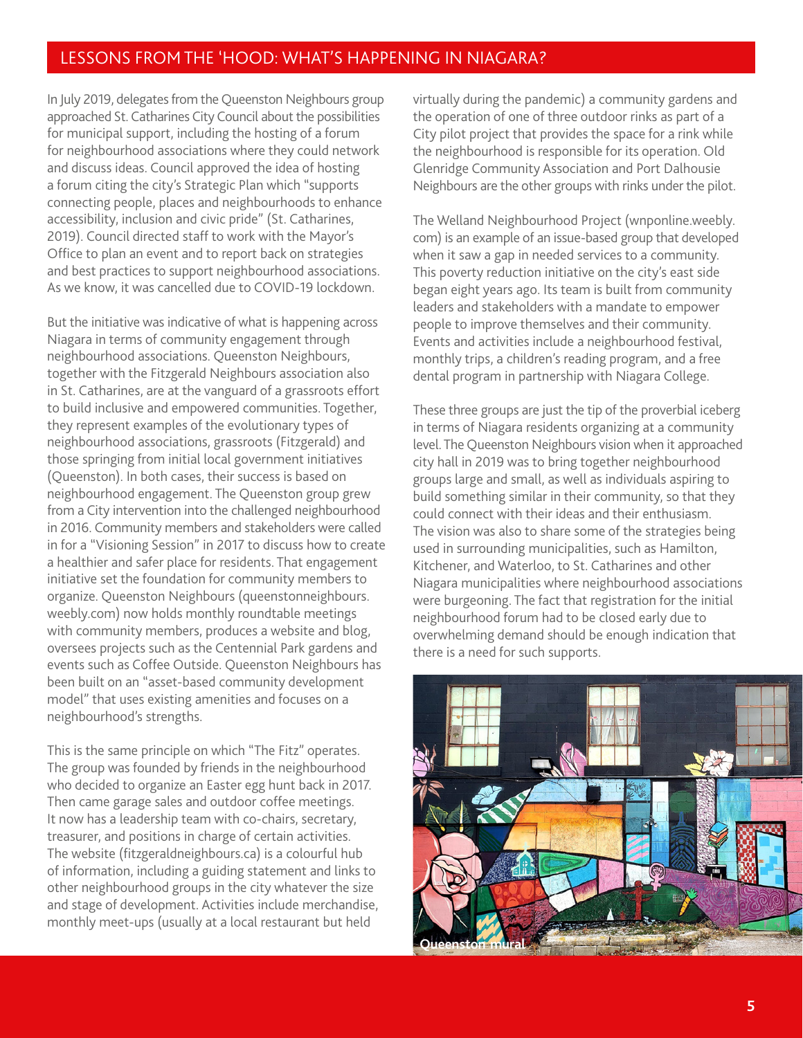## LESSONS FROM THE 'HOOD: WHAT'S HAPPENING IN NIAGARA?

In July 2019, delegates from the Queenston Neighbours group approached St. Catharines City Council about the possibilities for municipal support, including the hosting of a forum for neighbourhood associations where they could network and discuss ideas. Council approved the idea of hosting a forum citing the city's Strategic Plan which "supports connecting people, places and neighbourhoods to enhance accessibility, inclusion and civic pride" (St. Catharines, 2019). Council directed staff to work with the Mayor's Office to plan an event and to report back on strategies and best practices to support neighbourhood associations. As we know, it was cancelled due to COVID-19 lockdown.

But the initiative was indicative of what is happening across Niagara in terms of community engagement through neighbourhood associations. Queenston Neighbours, together with the Fitzgerald Neighbours association also in St. Catharines, are at the vanguard of a grassroots effort to build inclusive and empowered communities. Together, they represent examples of the evolutionary types of neighbourhood associations, grassroots (Fitzgerald) and those springing from initial local government initiatives (Queenston). In both cases, their success is based on neighbourhood engagement. The Queenston group grew from a City intervention into the challenged neighbourhood in 2016. Community members and stakeholders were called in for a "Visioning Session" in 2017 to discuss how to create a healthier and safer place for residents. That engagement initiative set the foundation for community members to organize. Queenston Neighbours (queenstonneighbours.weebly.com) now holds monthly roundtable meetings with community members, produces a website and blog, oversees projects such as the Centennial Park gardens and events such as Coffee Outside. Queenston Neighbours has been built on an "asset-based community development model" that uses existing amenities and focuses on a neighbourhood's strengths.

This is the same principle on which "The Fitz" operates. The group was founded by friends in the neighbourhood who decided to organize an Easter egg hunt back in 2017. Then came garage sales and outdoor coffee meetings. It now has a leadership team with co-chairs, secretary, treasurer, and positions in charge of certain activities. The website (fitzgeraldneighbours.ca) is a colourful hub of information, including a guiding statement and links to other neighbourhood groups in the city whatever the size and stage of development. Activities include merchandise, monthly meet-ups (usually at a local restaurant but held virtually during the pandemic) a community gardens and the operation of one of three outdoor rinks as part of a City pilot project that provides the space for a rink while the neighbourhood is responsible for its operation. Old Glenridge Community Association and Port Dalhousie Neighbours are the other groups with rinks under the pilot.

The Welland Neighbourhood Project (wnponline.weebly.com) is an example of an issue-based group that developed when it saw a gap in needed services to a community. This poverty reduction initiative on the city's east side began eight years ago. Its team is built from community leaders and stakeholders with a mandate to empower people to improve themselves and their community. Events and activities include a neighbourhood festival, monthly trips, a children's reading program, and a free dental program in partnership with Niagara College.

These three groups are just the tip of the proverbial iceberg in terms of Niagara residents organizing at a community level. The Queenston Neighbours vision when it approached city hall in 2019 was to bring together neighbourhood groups large and small, as well as individuals aspiring to build something similar in their community, so that they could connect with their ideas and their enthusiasm. The vision was also to share some of the strategies being used in surrounding municipalities, such as Hamilton, Kitchener, and Waterloo, to St. Catharines and other Niagara municipalities where neighbourhood associations were burgeoning. The fact that registration for the initial neighbourhood forum had to be closed early due to overwhelming demand should be enough indication that there is a need for such supports.

Queenston mural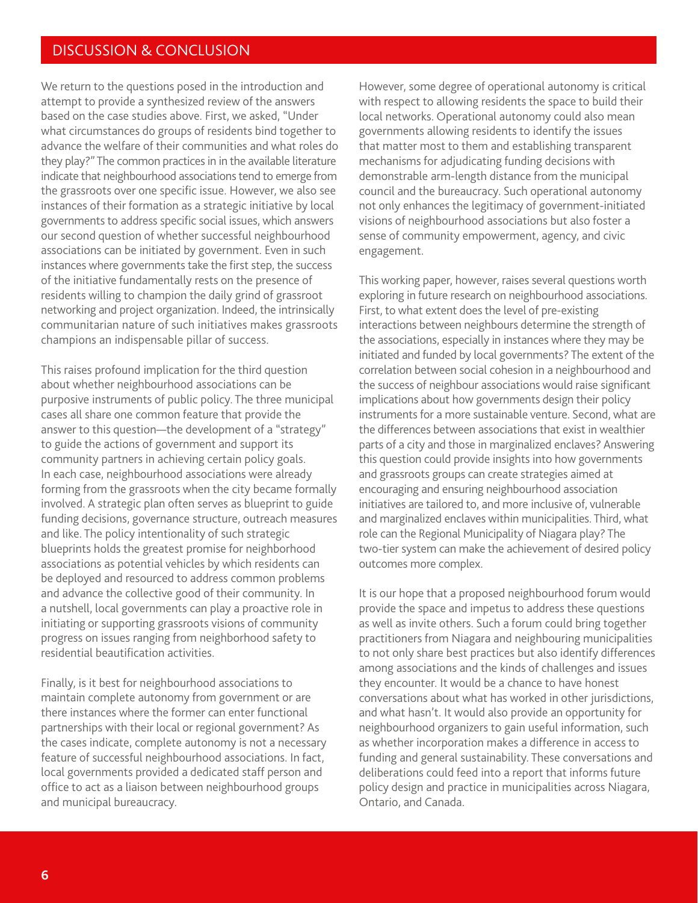## DISCUSSION & CONCLUSION

We return to the questions posed in the introduction and attempt to provide a synthesized review of the answers based on the case studies above. First, we asked, "Under what circumstances do groups of residents bind together to advance the welfare of their communities and what roles do they play?" The common practices in in the available literature indicate that neighbourhood associations tend to emerge from the grassroots over one specific issue. However, we also see instances of their formation as a strategic initiative by local governments to address specific social issues, which answers our second question of whether successful neighbourhood associations can be initiated by government. Even in such instances where governments take the first step, the success of the initiative fundamentally rests on the presence of residents willing to champion the daily grind of grassroot networking and project organization. Indeed, the intrinsically communitarian nature of such initiatives makes grassroots champions an indispensable pillar of success.

This raises profound implication for the third question about whether neighbourhood associations can be purposive instruments of public policy. The three municipal cases all share one common feature that provide the answer to this question—the development of a "strategy" to guide the actions of government and support its community partners in achieving certain policy goals. In each case, neighbourhood associations were already forming from the grassroots when the city became formally involved. A strategic plan often serves as blueprint to guide funding decisions, governance structure, outreach measures and like. The policy intentionality of such strategic blueprints holds the greatest promise for neighborhood associations as potential vehicles by which residents can be deployed and resourced to address common problems and advance the collective good of their community. In a nutshell, local governments can play a proactive role in initiating or supporting grassroots visions of community progress on issues ranging from neighborhood safety to residential beautification activities.

Finally, is it best for neighbourhood associations to maintain complete autonomy from government or are there instances where the former can enter functional partnerships with their local or regional government? As the cases indicate, complete autonomy is not a necessary feature of successful neighbourhood associations. In fact, local governments provided a dedicated staff person and office to act as a liaison between neighbourhood groups and municipal bureaucracy.

However, some degree of operational autonomy is critical with respect to allowing residents the space to build their local networks. Operational autonomy could also mean governments allowing residents to identify the issues that matter most to them and establishing transparent mechanisms for adjudicating funding decisions with demonstrable arm-length distance from the municipal council and the bureaucracy. Such operational autonomy not only enhances the legitimacy of government-initiated visions of neighbourhood associations but also foster a sense of community empowerment, agency, and civic engagement.

This working paper, however, raises several questions worth exploring in future research on neighbourhood associations. First, to what extent does the level of pre-existing interactions between neighbours determine the strength of the associations, especially in instances where they may be initiated and funded by local governments? The extent of the correlation between social cohesion in a neighbourhood and the success of neighbour associations would raise significant implications about how governments design their policy instruments for a more sustainable venture. Second, what are the differences between associations that exist in wealthier parts of a city and those in marginalized enclaves? Answering this question could provide insights into how governments and grassroots groups can create strategies aimed at encouraging and ensuring neighbourhood association initiatives are tailored to, and more inclusive of, vulnerable and marginalized enclaves within municipalities. Third, what role can the Regional Municipality of Niagara play? The two-tier system can make the achievement of desired policy outcomes more complex.

It is our hope that a proposed neighbourhood forum would provide the space and impetus to address these questions as well as invite others. Such a forum could bring together practitioners from Niagara and neighbouring municipalities to not only share best practices but also identify differences among associations and the kinds of challenges and issues they encounter. It would be a chance to have honest conversations about what has worked in other jurisdictions, and what hasn't. It would also provide an opportunity for neighbourhood organizers to gain useful information, such as whether incorporation makes a difference in access to funding and general sustainability. These conversations and deliberations could feed into a report that informs future policy design and practice in municipalities across Niagara, Ontario, and Canada.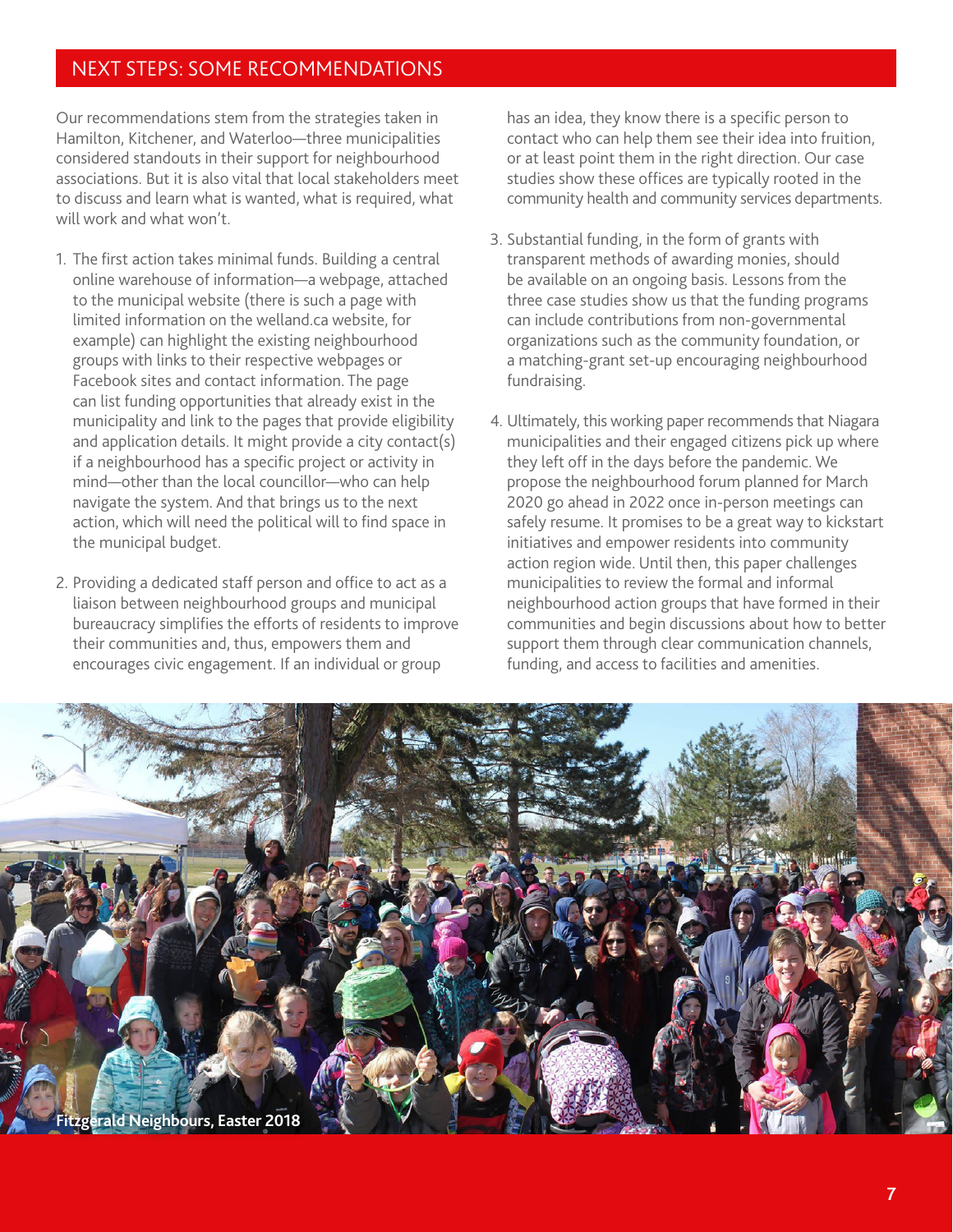## NEXT STEPS: SOME RECOMMENDATIONS

Our recommendations stem from the strategies taken in Hamilton, Kitchener, and Waterloo—three municipalities considered standouts in their support for neighbourhood associations. But it is also vital that local stakeholders meet to discuss and learn what is wanted, what is required, what will work and what won't.

1. The first action takes minimal funds. Building a central online warehouse of information—a webpage, attached to the municipal website (there is such a page with limited information on the welland.ca website, for example) can highlight the existing neighbourhood groups with links to their respective webpages or Facebook sites and contact information. The page can list funding opportunities that already exist in the municipality and link to the pages that provide eligibility and application details. It might provide a city contact(s) if a neighbourhood has a specific project or activity in mind—other than the local councillor—who can help navigate the system. And that brings us to the next action, which will need the political will to find space in the municipal budget.

2. Providing a dedicated staff person and office to act as a liaison between neighbourhood groups and municipal bureaucracy simplifies the efforts of residents to improve their communities and, thus, empowers them and encourages civic engagement. If an individual or group has an idea, they know there is a specific person to contact who can help them see their idea into fruition, or at least point them in the right direction. Our case studies show these offices are typically rooted in the community health and community services departments.

3. Substantial funding, in the form of grants with transparent methods of awarding monies, should be available on an ongoing basis. Lessons from the three case studies show us that the funding programs can include contributions from non-governmental organizations such as the community foundation, or a matching-grant set-up encouraging neighbourhood fundraising.

4. Ultimately, this working paper recommends that Niagara municipalities and their engaged citizens pick up where they left off in the days before the pandemic. We propose the neighbourhood forum planned for March 2020 go ahead in 2022 once in-person meetings can safely resume. It promises to be a great way to kickstart initiatives and empower residents into community action region wide. Until then, this paper challenges municipalities to review the formal and informal neighbourhood action groups that have formed in their communities and begin discussions about how to better support them through clear communication channels, funding, and access to facilities and amenities.

Fitzgerald Neighbours, Easter 2018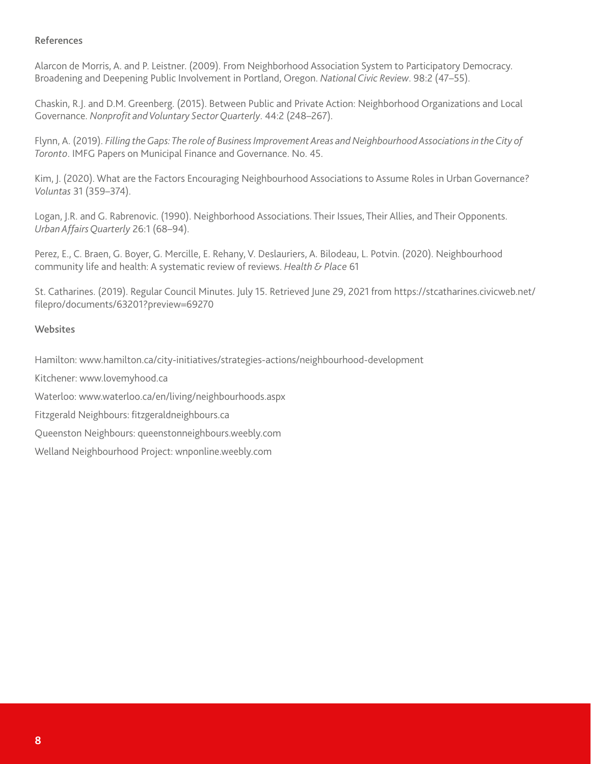## References

Alarcon de Morris, A. and P. Leistner. (2009). From Neighborhood Association System to Participatory Democracy. Broadening and Deepening Public Involvement in Portland, Oregon. *National Civic Review*. 98:2 (47–55).

Chaskin, R.J. and D.M. Greenberg. (2015). Between Public and Private Action: Neighborhood Organizations and Local Governance. *Nonprofit and Voluntary Sector Quarterly*. 44:2 (248–267).

Flynn, A. (2019). *Filling the Gaps: The role of Business Improvement Areas and Neighbourhood Associations in the City of Toronto*. IMFG Papers on Municipal Finance and Governance. No. 45.

Kim, J. (2020). What are the Factors Encouraging Neighbourhood Associations to Assume Roles in Urban Governance? *Voluntas* 31 (359–374).

Logan, J.R. and G. Rabrenovic. (1990). Neighborhood Associations. Their Issues, Their Allies, and Their Opponents. *Urban Affairs Quarterly* 26:1 (68–94).

Perez, E., C. Braen, G. Boyer, G. Mercille, E. Rehany, V. Deslauriers, A. Bilodeau, L. Potvin. (2020). Neighbourhood community life and health: A systematic review of reviews. *Health & Place* 61

St. Catharines. (2019). Regular Council Minutes. July 15. Retrieved June 29, 2021 from https://stcatharines.civicweb.net/filepro/documents/63201?preview=69270

## Websites

Hamilton: www.hamilton.ca/city-initiatives/strategies-actions/neighbourhood-development

Kitchener: www.lovemyhood.ca

Waterloo: www.waterloo.ca/en/living/neighbourhoods.aspx

Fitzgerald Neighbours: fitzgeraldneighbours.ca

Queenston Neighbours: queenstonneighbours.weebly.com

Welland Neighbourhood Project: wnponline.weebly.com